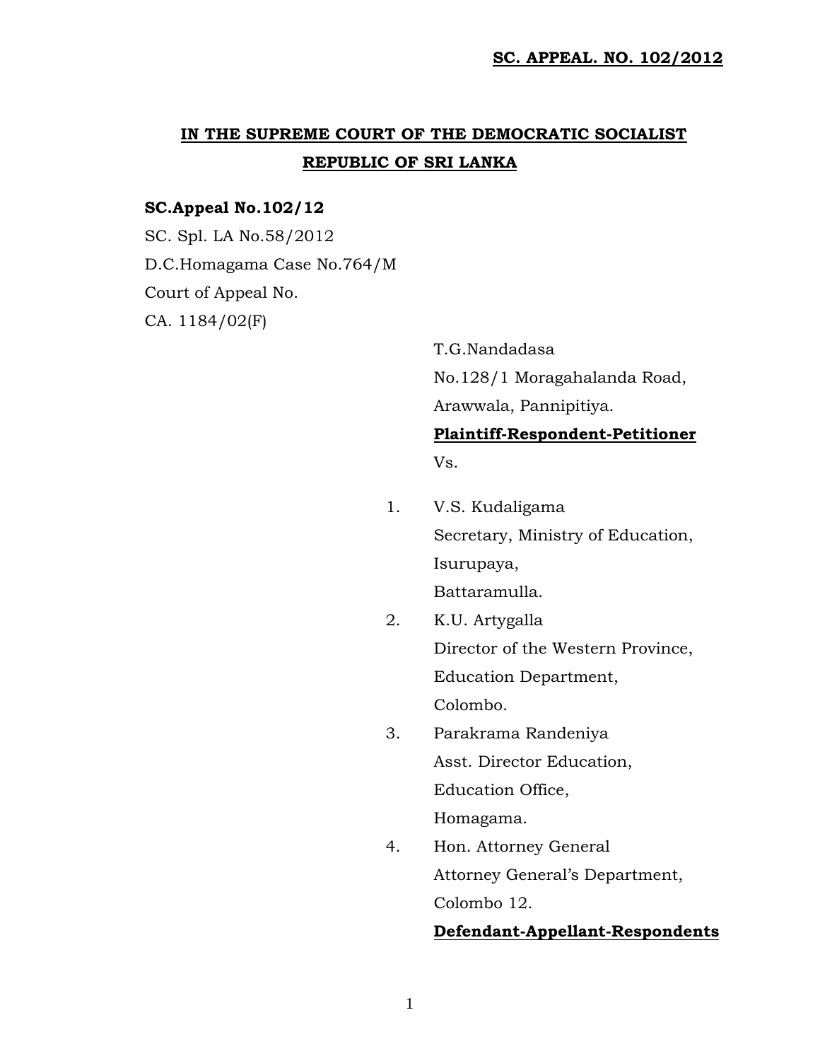**SC. APPEAL. NO. 102/2012**

# IN THE SUPREME COURT OF THE DEMOCRATIC SOCIALIST REPUBLIC OF SRI LANKA

**SC.Appeal No.102/12**

SC. Spl. LA No.58/2012

D.C.Homagama Case No.764/M

Court of Appeal No.

CA. 1184/02(F)

T.G.Nandadasa
No.128/1 Moragahalanda Road,
Arawwala, Pannipitiya.

**Plaintiff-Respondent-Petitioner**

Vs.

1. V.S. Kudaligama
   Secretary, Ministry of Education,
   Isurupaya,
   Battaramulla.
2. K.U. Artygalla
   Director of the Western Province,
   Education Department,
   Colombo.
3. Parakrama Randeniya
   Asst. Director Education,
   Education Office,
   Homagama.
4. Hon. Attorney General
   Attorney General's Department,
   Colombo 12.

**Defendant-Appellant-Respondents**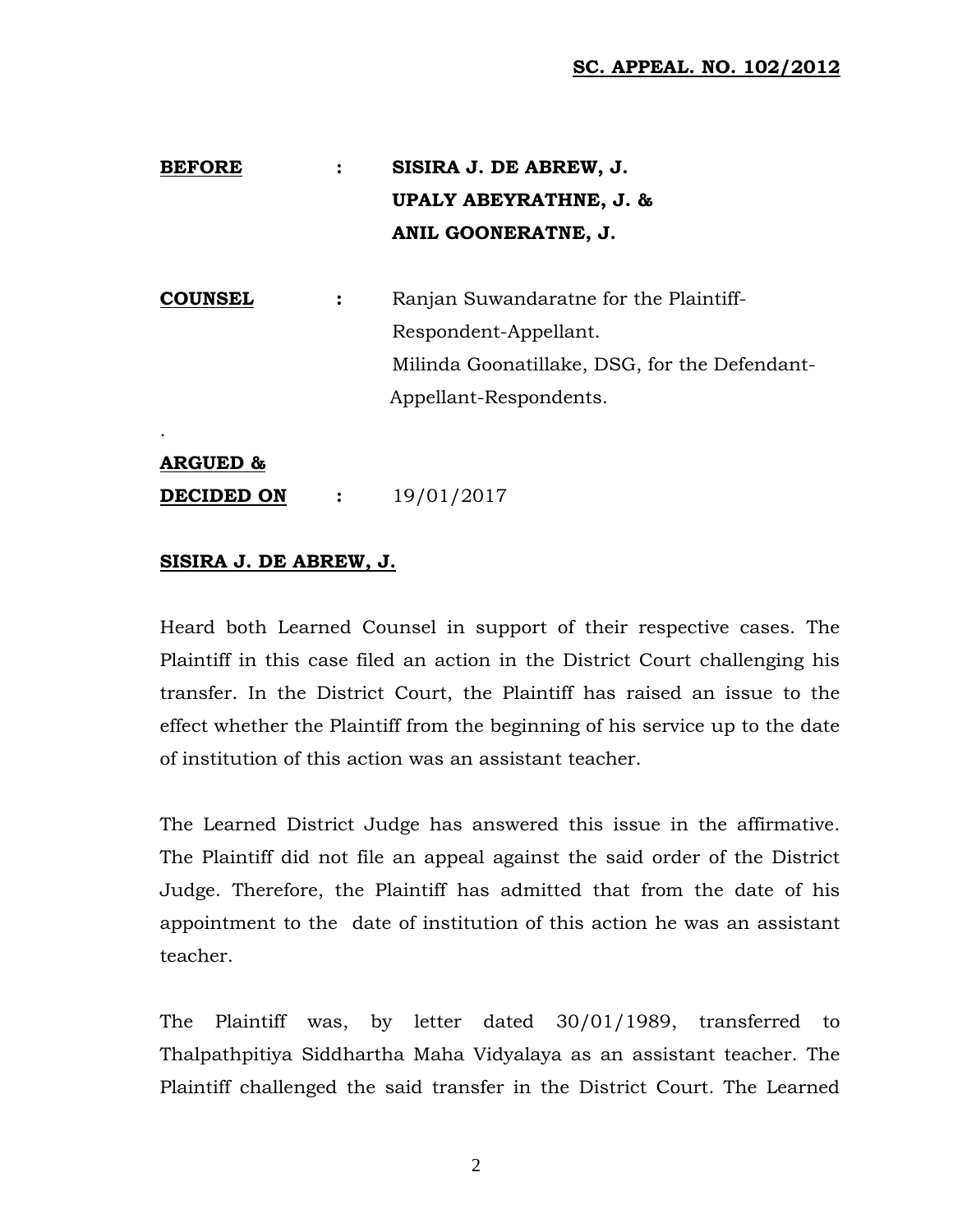**BEFORE** : **SISIRA J. DE ABREW, J.**
**UPALY ABEYRATHNE, J. &**
**ANIL GOONERATNE, J.**

**COUNSEL** : Ranjan Suwandaratne for the Plaintiff-Respondent-Appellant.
Milinda Goonatillake, DSG, for the Defendant-Appellant-Respondents.

.

**ARGUED &**
**DECIDED ON** : 19/01/2017

**SISIRA J. DE ABREW, J.**

Heard both Learned Counsel in support of their respective cases. The Plaintiff in this case filed an action in the District Court challenging his transfer. In the District Court, the Plaintiff has raised an issue to the effect whether the Plaintiff from the beginning of his service up to the date of institution of this action was an assistant teacher.

The Learned District Judge has answered this issue in the affirmative. The Plaintiff did not file an appeal against the said order of the District Judge. Therefore, the Plaintiff has admitted that from the date of his appointment to the date of institution of this action he was an assistant teacher.

The Plaintiff was, by letter dated 30/01/1989, transferred to Thalpathpitiya Siddhartha Maha Vidyalaya as an assistant teacher. The Plaintiff challenged the said transfer in the District Court. The Learned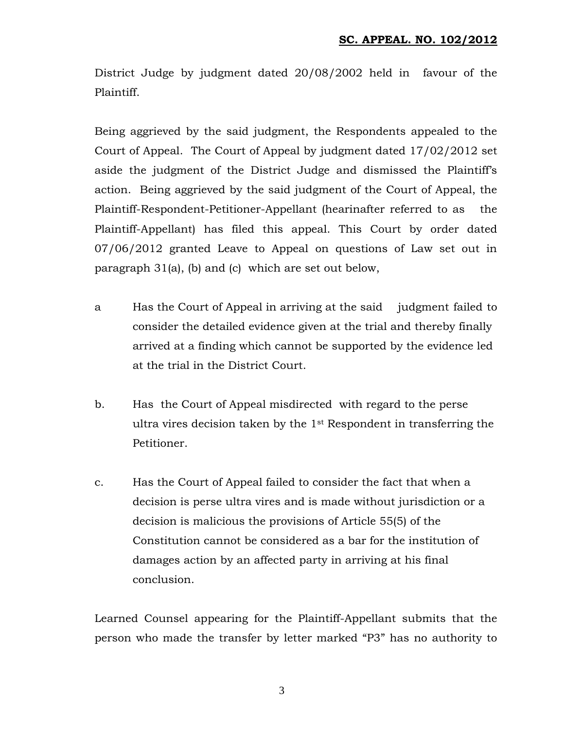District Judge by judgment dated 20/08/2002 held in favour of the Plaintiff.

Being aggrieved by the said judgment, the Respondents appealed to the Court of Appeal. The Court of Appeal by judgment dated 17/02/2012 set aside the judgment of the District Judge and dismissed the Plaintiff's action. Being aggrieved by the said judgment of the Court of Appeal, the Plaintiff-Respondent-Petitioner-Appellant (hearinafter referred to as the Plaintiff-Appellant) has filed this appeal. This Court by order dated 07/06/2012 granted Leave to Appeal on questions of Law set out in paragraph 31(a), (b) and (c) which are set out below,

a Has the Court of Appeal in arriving at the said judgment failed to consider the detailed evidence given at the trial and thereby finally arrived at a finding which cannot be supported by the evidence led at the trial in the District Court.

b. Has the Court of Appeal misdirected with regard to the perse ultra vires decision taken by the 1st Respondent in transferring the Petitioner.

c. Has the Court of Appeal failed to consider the fact that when a decision is perse ultra vires and is made without jurisdiction or a decision is malicious the provisions of Article 55(5) of the Constitution cannot be considered as a bar for the institution of damages action by an affected party in arriving at his final conclusion.

Learned Counsel appearing for the Plaintiff-Appellant submits that the person who made the transfer by letter marked "P3" has no authority to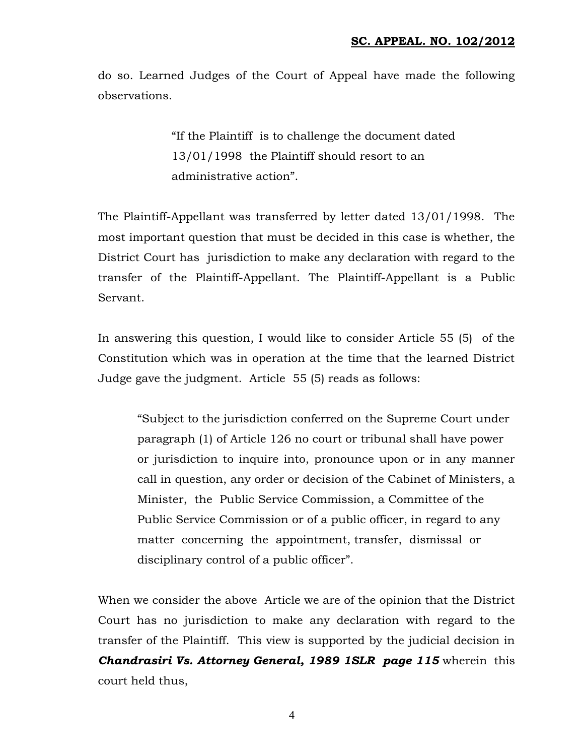do so. Learned Judges of the Court of Appeal have made the following observations.

> "If the Plaintiff is to challenge the document dated 13/01/1998 the Plaintiff should resort to an administrative action".

The Plaintiff-Appellant was transferred by letter dated 13/01/1998. The most important question that must be decided in this case is whether, the District Court has jurisdiction to make any declaration with regard to the transfer of the Plaintiff-Appellant. The Plaintiff-Appellant is a Public Servant.

In answering this question, I would like to consider Article 55 (5) of the Constitution which was in operation at the time that the learned District Judge gave the judgment. Article 55 (5) reads as follows:

> "Subject to the jurisdiction conferred on the Supreme Court under paragraph (1) of Article 126 no court or tribunal shall have power or jurisdiction to inquire into, pronounce upon or in any manner call in question, any order or decision of the Cabinet of Ministers, a Minister, the Public Service Commission, a Committee of the Public Service Commission or of a public officer, in regard to any matter concerning the appointment, transfer, dismissal or disciplinary control of a public officer".

When we consider the above Article we are of the opinion that the District Court has no jurisdiction to make any declaration with regard to the transfer of the Plaintiff. This view is supported by the judicial decision in ***Chandrasiri Vs. Attorney General, 1989 1SLR page 115*** wherein this court held thus,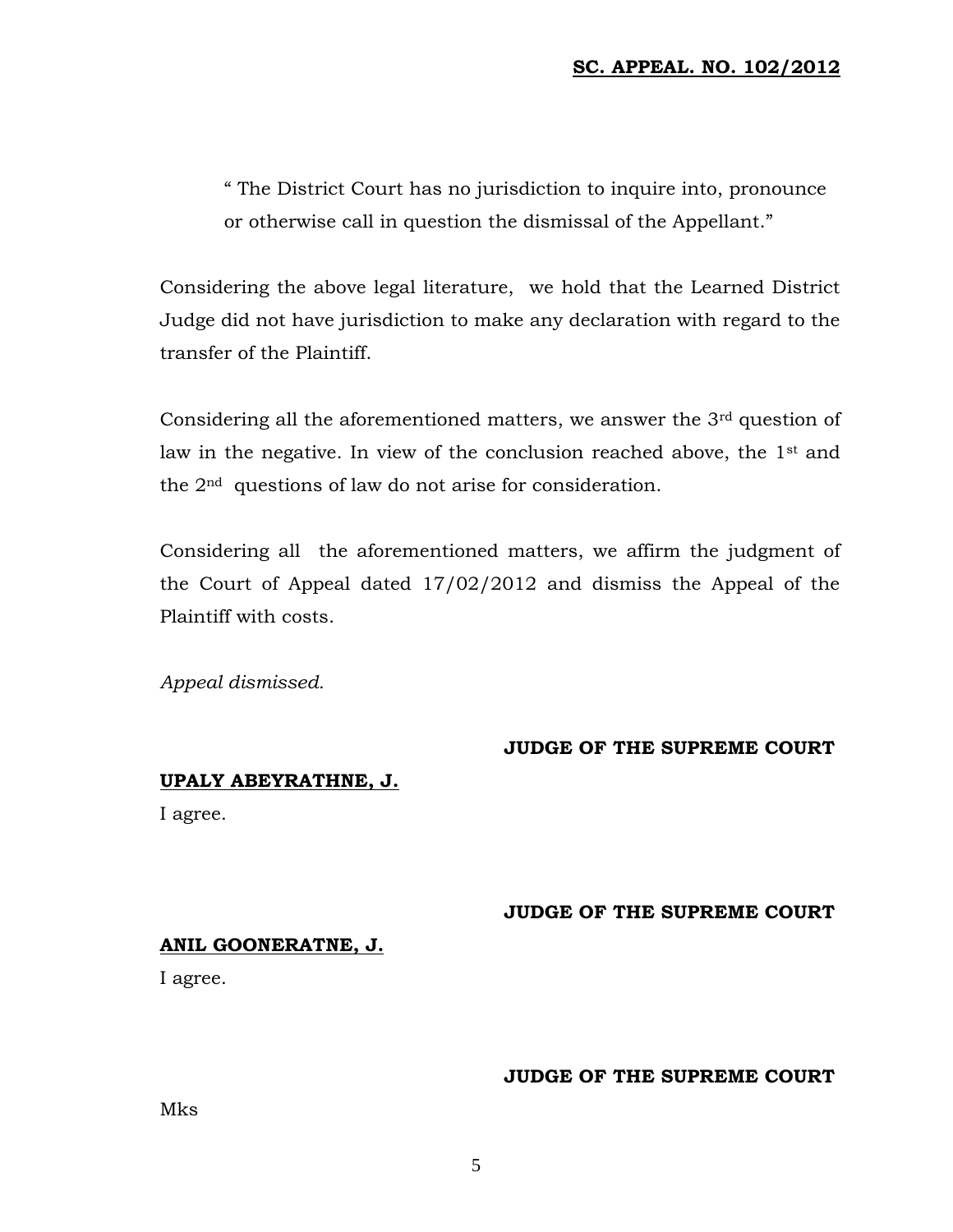> " The District Court has no jurisdiction to inquire into, pronounce or otherwise call in question the dismissal of the Appellant."

Considering the above legal literature, we hold that the Learned District Judge did not have jurisdiction to make any declaration with regard to the transfer of the Plaintiff.

Considering all the aforementioned matters, we answer the 3rd question of law in the negative. In view of the conclusion reached above, the 1st and the 2nd questions of law do not arise for consideration.

Considering all the aforementioned matters, we affirm the judgment of the Court of Appeal dated 17/02/2012 and dismiss the Appeal of the Plaintiff with costs.

*Appeal dismissed.*

**JUDGE OF THE SUPREME COURT**

**UPALY ABEYRATHNE, J.**

I agree.

**JUDGE OF THE SUPREME COURT**

**ANIL GOONERATNE, J.**

I agree.

**JUDGE OF THE SUPREME COURT**

Mks